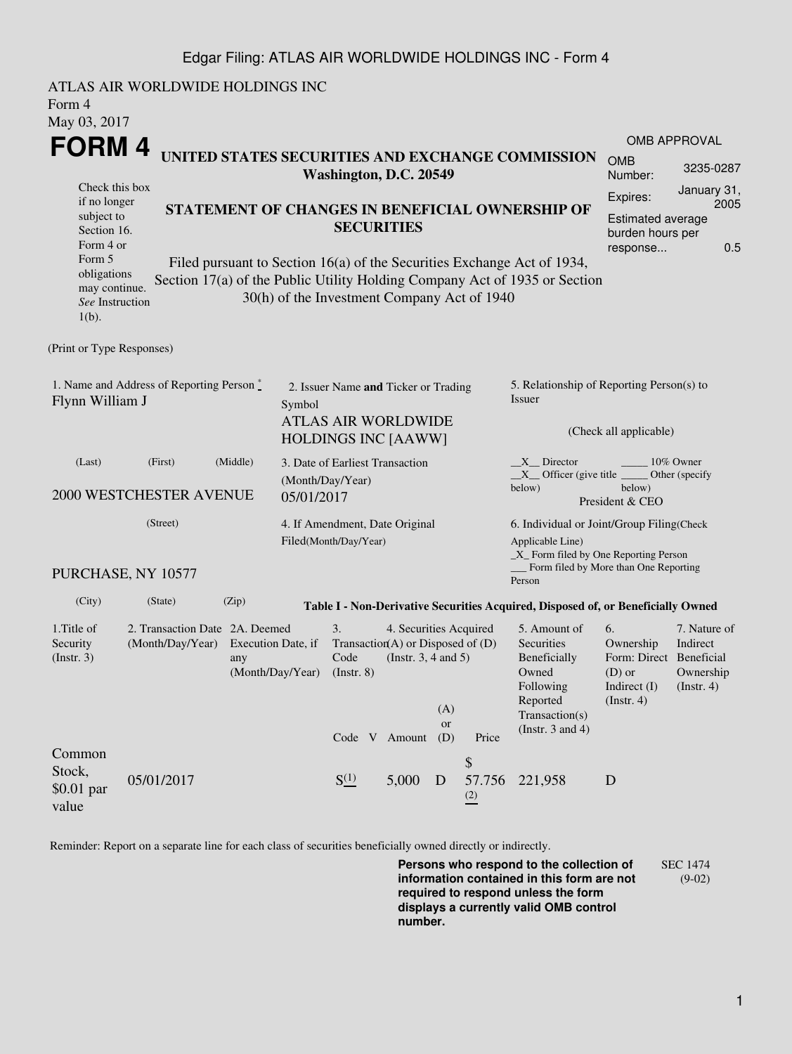ATLAS AIR WORLDWIDE HOLDINGS INC
Form 4
May 03, 2017

# FORM 4

**UNITED STATES SECURITIES AND EXCHANGE COMMISSION**
**Washington, D.C. 20549**

| OMB APPROVAL | |
|---|---|
| OMB Number: | 3235-0287 |
| Expires: | January 31, 2005 |
| Estimated average burden hours per response... | 0.5 |

Check this box if no longer subject to Section 16. Form 4 or Form 5 obligations may continue. *See* Instruction 1(b).

**STATEMENT OF CHANGES IN BENEFICIAL OWNERSHIP OF SECURITIES**

Filed pursuant to Section 16(a) of the Securities Exchange Act of 1934, Section 17(a) of the Public Utility Holding Company Act of 1935 or Section 30(h) of the Investment Company Act of 1940

(Print or Type Responses)

1. Name and Address of Reporting Person *
Flynn William J

(Last) (First) (Middle)

2000 WESTCHESTER AVENUE

(Street)

PURCHASE, NY 10577

(City) (State) (Zip)

2. Issuer Name **and** Ticker or Trading Symbol
ATLAS AIR WORLDWIDE HOLDINGS INC [AAWW]

3. Date of Earliest Transaction (Month/Day/Year)
05/01/2017

4. If Amendment, Date Original Filed(Month/Day/Year)

5. Relationship of Reporting Person(s) to Issuer

(Check all applicable)

__X__ Director _____ 10% Owner
__X__ Officer (give title below) _____ Other (specify below)
President & CEO

6. Individual or Joint/Group Filing(Check Applicable Line)
_X_ Form filed by One Reporting Person
___ Form filed by More than One Reporting Person

**Table I - Non-Derivative Securities Acquired, Disposed of, or Beneficially Owned**

| 1.Title of Security (Instr. 3) | 2. Transaction Date (Month/Day/Year) | 2A. Deemed Execution Date, if any (Month/Day/Year) | 3. Transaction Code (Instr. 8) | | 4. Securities Acquired (A) or Disposed of (D) (Instr. 3, 4 and 5) | | | 5. Amount of Securities Beneficially Owned Following Reported Transaction(s) (Instr. 3 and 4) | 6. Ownership Form: Direct (D) or Indirect (I) (Instr. 4) | 7. Nature of Indirect Beneficial Ownership (Instr. 4) |
|---|---|---|---|---|---|---|---|---|---|---|
| | | | Code | V | Amount | (A) or (D) | Price | | | |
| Common Stock, $0.01 par value | 05/01/2017 | | S(1) | | 5,000 | D | $ 57.756 (2) | 221,958 | D | |

Reminder: Report on a separate line for each class of securities beneficially owned directly or indirectly.

**Persons who respond to the collection of information contained in this form are not required to respond unless the form displays a currently valid OMB control number.**

SEC 1474 (9-02)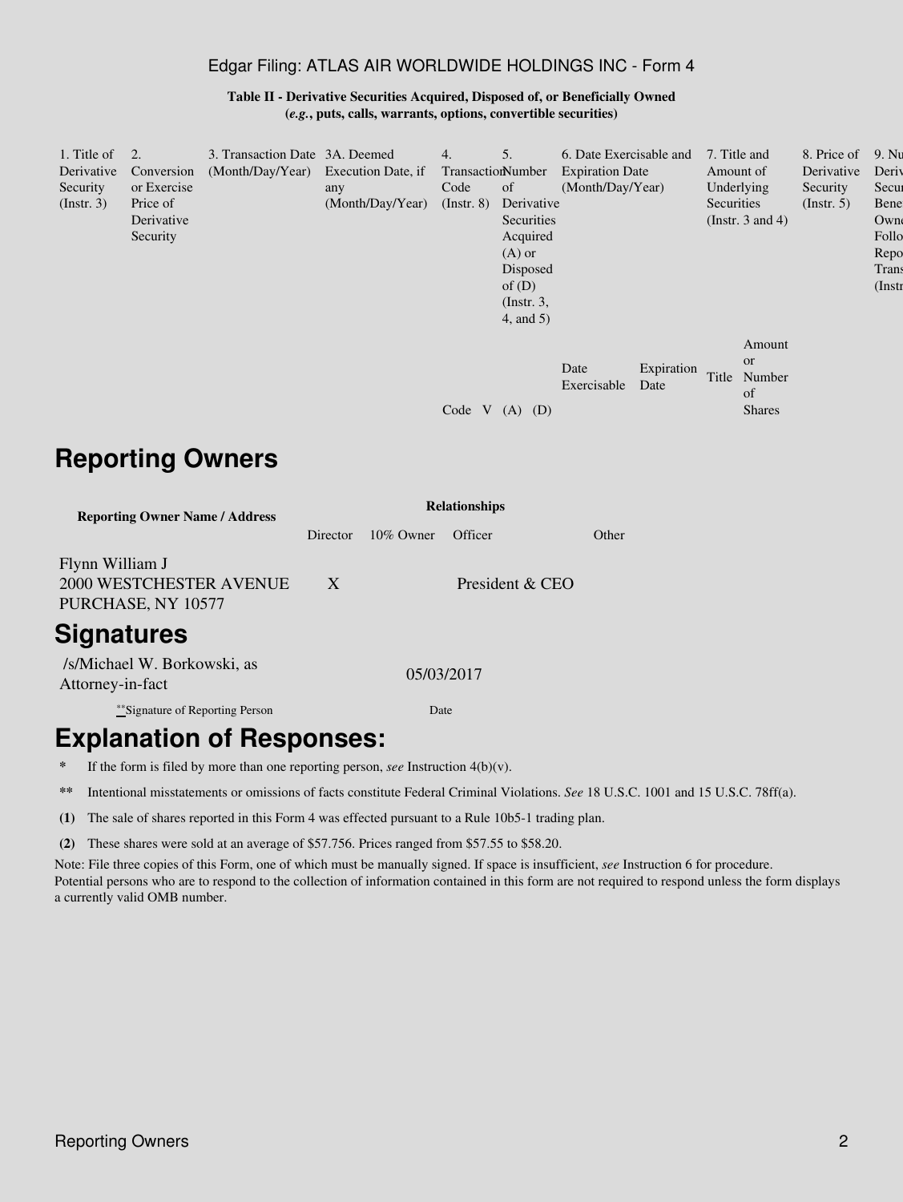**Table II - Derivative Securities Acquired, Disposed of, or Beneficially Owned**
**(*e.g.*, puts, calls, warrants, options, convertible securities)**

| 1. Title of Derivative Security (Instr. 3) | 2. Conversion or Exercise Price of Derivative Security | 3. Transaction Date (Month/Day/Year) | 3A. Deemed Execution Date, if any (Month/Day/Year) | 4. Transaction Code (Instr. 8) | | 5. Number of Derivative Securities Acquired (A) or Disposed of (D) (Instr. 3, 4, and 5) | | 6. Date Exercisable and Expiration Date (Month/Day/Year) | | 7. Title and Amount of Underlying Securities (Instr. 3 and 4) | | 8. Price of Derivative Security (Instr. 5) | 9. Nu Deriv Secur Bene Owne Follo Repo Trans (Instr |
|---|---|---|---|---|---|---|---|---|---|---|---|---|---|
| | | | | Code | V | (A) | (D) | Date Exercisable | Expiration Date | Title | Amount or Number of Shares | | |

## Reporting Owners

| Reporting Owner Name / Address | Relationships | | | |
|---|---|---|---|---|
| | Director | 10% Owner | Officer | Other |
| Flynn William J<br>2000 WESTCHESTER AVENUE<br>PURCHASE, NY 10577 | X | | President & CEO | |

## Signatures

| | |
|---|---|
| /s/Michael W. Borkowski, as Attorney-in-fact | 05/03/2017 |
| **Signature of Reporting Person | Date |

## Explanation of Responses:

- \* If the form is filed by more than one reporting person, *see* Instruction 4(b)(v).
- \*\* Intentional misstatements or omissions of facts constitute Federal Criminal Violations. *See* 18 U.S.C. 1001 and 15 U.S.C. 78ff(a).
- **(1)** The sale of shares reported in this Form 4 was effected pursuant to a Rule 10b5-1 trading plan.
- **(2)** These shares were sold at an average of $57.756. Prices ranged from $57.55 to $58.20.

Note: File three copies of this Form, one of which must be manually signed. If space is insufficient, *see* Instruction 6 for procedure.
Potential persons who are to respond to the collection of information contained in this form are not required to respond unless the form displays a currently valid OMB number.